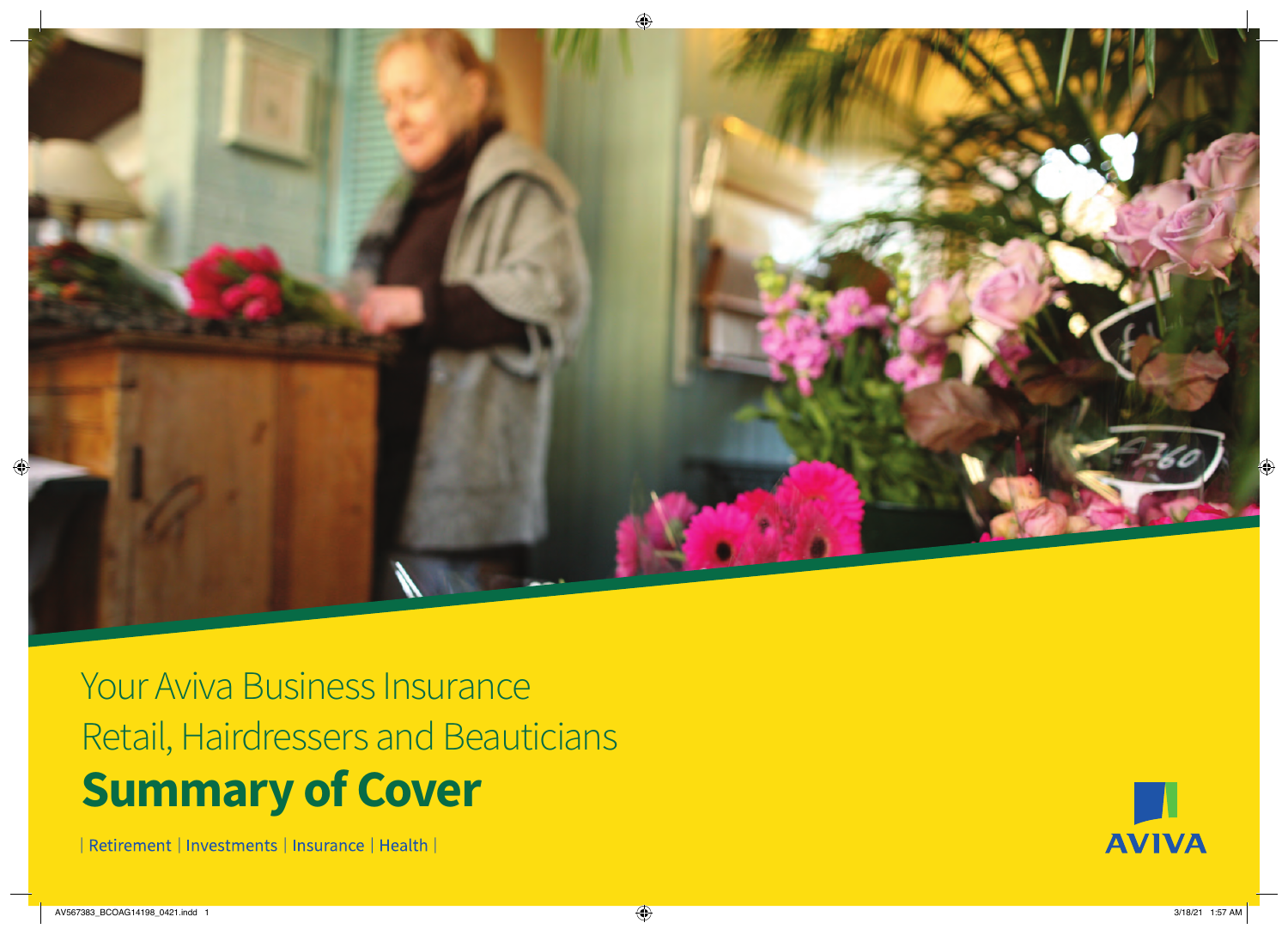Your Aviva Business Insurance

Retail, Hairdressers and Beauticians

# Summary of Cover

| Retirement | Investments | Insurance | Health |

AVIVA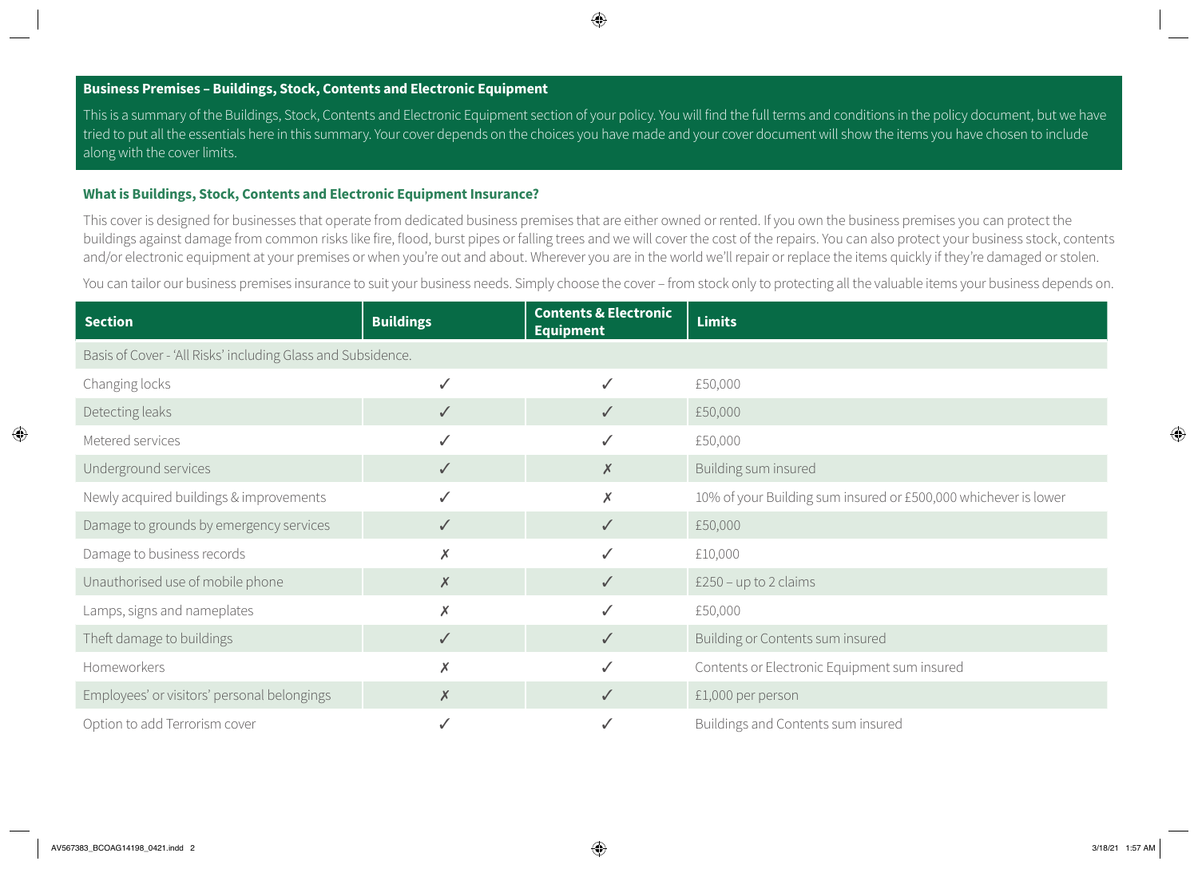## Business Premises – Buildings, Stock, Contents and Electronic Equipment

This is a summary of the Buildings, Stock, Contents and Electronic Equipment section of your policy. You will find the full terms and conditions in the policy document, but we have tried to put all the essentials here in this summary. Your cover depends on the choices you have made and your cover document will show the items you have chosen to include along with the cover limits.

### What is Buildings, Stock, Contents and Electronic Equipment Insurance?

This cover is designed for businesses that operate from dedicated business premises that are either owned or rented. If you own the business premises you can protect the buildings against damage from common risks like fire, flood, burst pipes or falling trees and we will cover the cost of the repairs. You can also protect your business stock, contents and/or electronic equipment at your premises or when you're out and about. Wherever you are in the world we'll repair or replace the items quickly if they're damaged or stolen.

You can tailor our business premises insurance to suit your business needs. Simply choose the cover – from stock only to protecting all the valuable items your business depends on.

| Section | Buildings | Contents & Electronic Equipment | Limits |
|---|---|---|---|
| Basis of Cover - 'All Risks' including Glass and Subsidence. | | | |
| Changing locks | ✓ | ✓ | £50,000 |
| Detecting leaks | ✓ | ✓ | £50,000 |
| Metered services | ✓ | ✓ | £50,000 |
| Underground services | ✓ | ✗ | Building sum insured |
| Newly acquired buildings & improvements | ✓ | ✗ | 10% of your Building sum insured or £500,000 whichever is lower |
| Damage to grounds by emergency services | ✓ | ✓ | £50,000 |
| Damage to business records | ✗ | ✓ | £10,000 |
| Unauthorised use of mobile phone | ✗ | ✓ | £250 – up to 2 claims |
| Lamps, signs and nameplates | ✗ | ✓ | £50,000 |
| Theft damage to buildings | ✓ | ✓ | Building or Contents sum insured |
| Homeworkers | ✗ | ✓ | Contents or Electronic Equipment sum insured |
| Employees' or visitors' personal belongings | ✗ | ✓ | £1,000 per person |
| Option to add Terrorism cover | ✓ | ✓ | Buildings and Contents sum insured |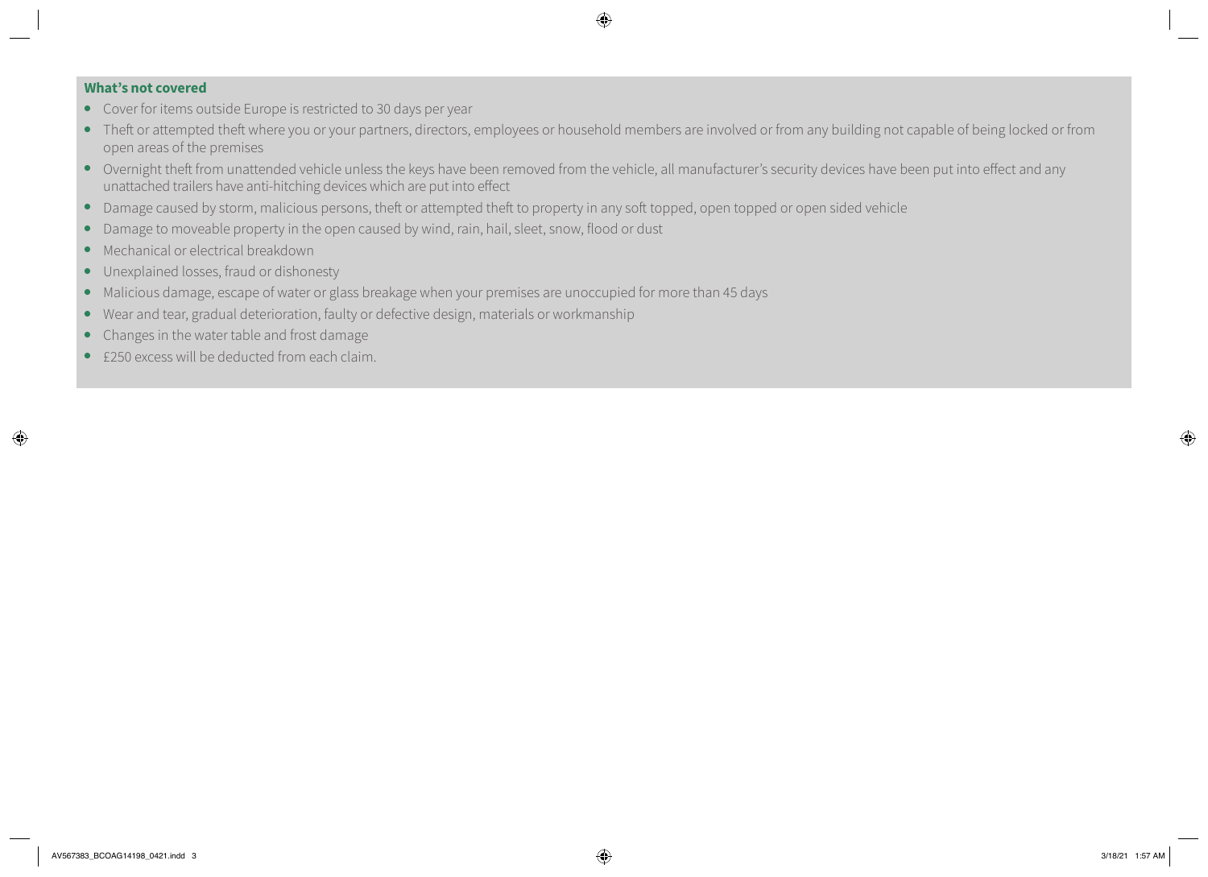**What's not covered**

- Cover for items outside Europe is restricted to 30 days per year
- Theft or attempted theft where you or your partners, directors, employees or household members are involved or from any building not capable of being locked or from open areas of the premises
- Overnight theft from unattended vehicle unless the keys have been removed from the vehicle, all manufacturer's security devices have been put into effect and any unattached trailers have anti-hitching devices which are put into effect
- Damage caused by storm, malicious persons, theft or attempted theft to property in any soft topped, open topped or open sided vehicle
- Damage to moveable property in the open caused by wind, rain, hail, sleet, snow, flood or dust
- Mechanical or electrical breakdown
- Unexplained losses, fraud or dishonesty
- Malicious damage, escape of water or glass breakage when your premises are unoccupied for more than 45 days
- Wear and tear, gradual deterioration, faulty or defective design, materials or workmanship
- Changes in the water table and frost damage
- £250 excess will be deducted from each claim.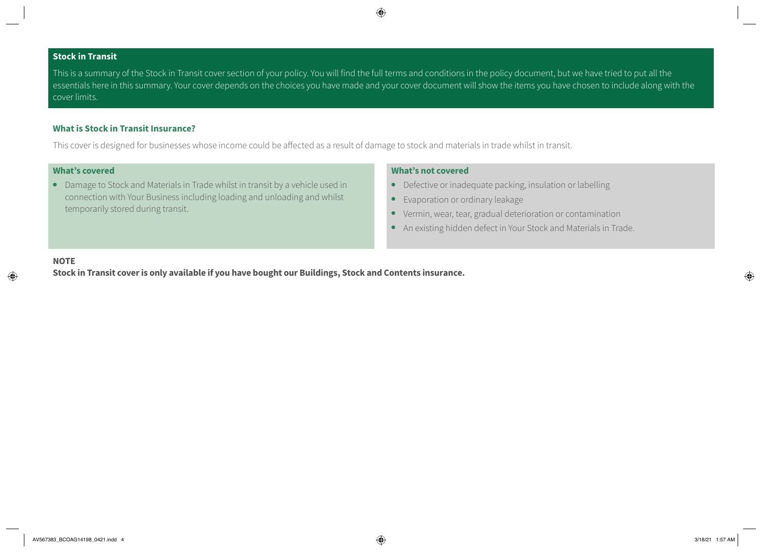## Stock in Transit

This is a summary of the Stock in Transit cover section of your policy. You will find the full terms and conditions in the policy document, but we have tried to put all the essentials here in this summary. Your cover depends on the choices you have made and your cover document will show the items you have chosen to include along with the cover limits.

### What is Stock in Transit Insurance?

This cover is designed for businesses whose income could be affected as a result of damage to stock and materials in trade whilst in transit.

### What's covered

- Damage to Stock and Materials in Trade whilst in transit by a vehicle used in connection with Your Business including loading and unloading and whilst temporarily stored during transit.

### What's not covered

- Defective or inadequate packing, insulation or labelling
- Evaporation or ordinary leakage
- Vermin, wear, tear, gradual deterioration or contamination
- An existing hidden defect in Your Stock and Materials in Trade.

**NOTE**

**Stock in Transit cover is only available if you have bought our Buildings, Stock and Contents insurance.**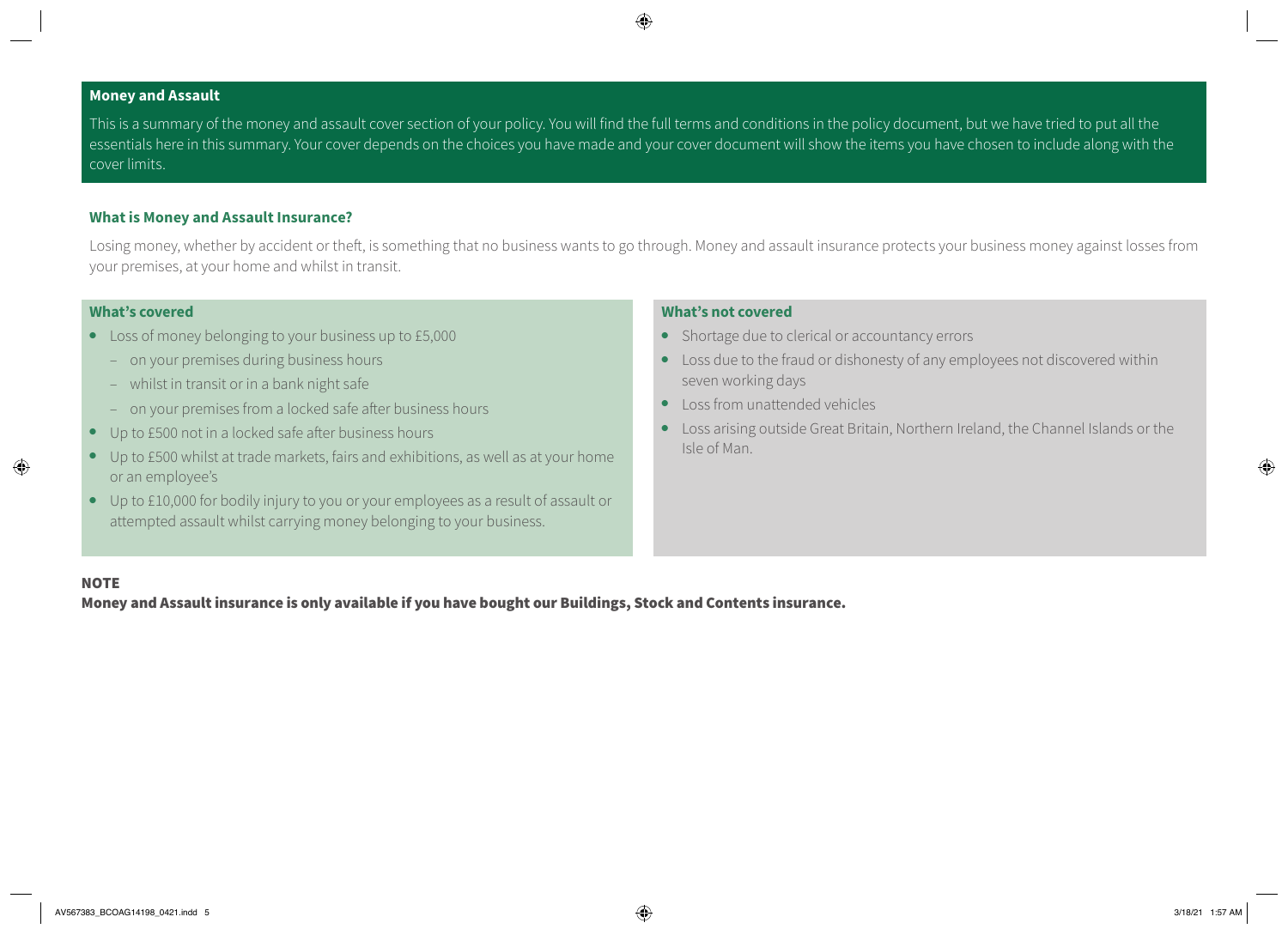## Money and Assault

This is a summary of the money and assault cover section of your policy. You will find the full terms and conditions in the policy document, but we have tried to put all the essentials here in this summary. Your cover depends on the choices you have made and your cover document will show the items you have chosen to include along with the cover limits.

### What is Money and Assault Insurance?

Losing money, whether by accident or theft, is something that no business wants to go through. Money and assault insurance protects your business money against losses from your premises, at your home and whilst in transit.

### What's covered

- Loss of money belonging to your business up to £5,000
  - on your premises during business hours
  - whilst in transit or in a bank night safe
  - on your premises from a locked safe after business hours
- Up to £500 not in a locked safe after business hours
- Up to £500 whilst at trade markets, fairs and exhibitions, as well as at your home or an employee's
- Up to £10,000 for bodily injury to you or your employees as a result of assault or attempted assault whilst carrying money belonging to your business.

### What's not covered

- Shortage due to clerical or accountancy errors
- Loss due to the fraud or dishonesty of any employees not discovered within seven working days
- Loss from unattended vehicles
- Loss arising outside Great Britain, Northern Ireland, the Channel Islands or the Isle of Man.

**NOTE**

**Money and Assault insurance is only available if you have bought our Buildings, Stock and Contents insurance.**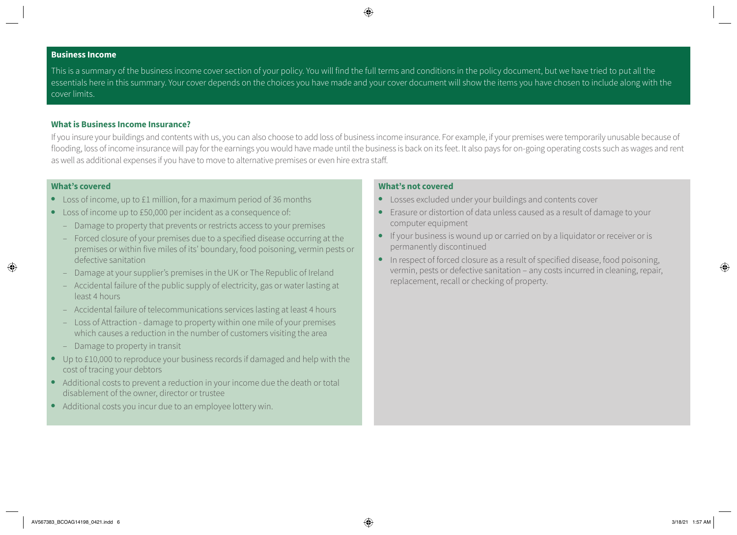## Business Income

This is a summary of the business income cover section of your policy. You will find the full terms and conditions in the policy document, but we have tried to put all the essentials here in this summary. Your cover depends on the choices you have made and your cover document will show the items you have chosen to include along with the cover limits.

### What is Business Income Insurance?

If you insure your buildings and contents with us, you can also choose to add loss of business income insurance. For example, if your premises were temporarily unusable because of flooding, loss of income insurance will pay for the earnings you would have made until the business is back on its feet. It also pays for on-going operating costs such as wages and rent as well as additional expenses if you have to move to alternative premises or even hire extra staff.

### What's covered

- Loss of income, up to £1 million, for a maximum period of 36 months
- Loss of income up to £50,000 per incident as a consequence of:
  - Damage to property that prevents or restricts access to your premises
  - Forced closure of your premises due to a specified disease occurring at the premises or within five miles of its' boundary, food poisoning, vermin pests or defective sanitation
  - Damage at your supplier's premises in the UK or The Republic of Ireland
  - Accidental failure of the public supply of electricity, gas or water lasting at least 4 hours
  - Accidental failure of telecommunications services lasting at least 4 hours
  - Loss of Attraction - damage to property within one mile of your premises which causes a reduction in the number of customers visiting the area
  - Damage to property in transit
- Up to £10,000 to reproduce your business records if damaged and help with the cost of tracing your debtors
- Additional costs to prevent a reduction in your income due the death or total disablement of the owner, director or trustee
- Additional costs you incur due to an employee lottery win.

### What's not covered

- Losses excluded under your buildings and contents cover
- Erasure or distortion of data unless caused as a result of damage to your computer equipment
- If your business is wound up or carried on by a liquidator or receiver or is permanently discontinued
- In respect of forced closure as a result of specified disease, food poisoning, vermin, pests or defective sanitation – any costs incurred in cleaning, repair, replacement, recall or checking of property.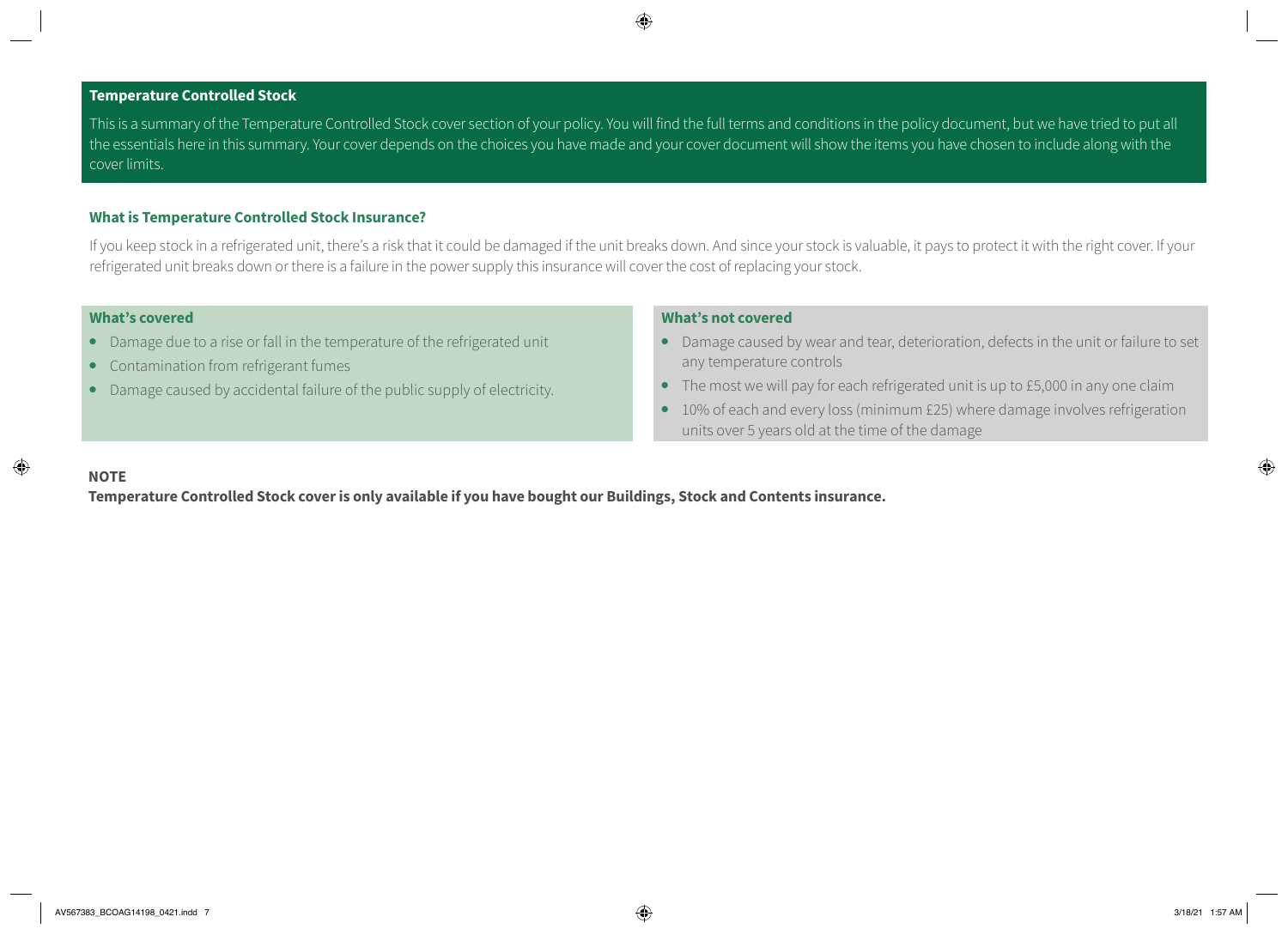## Temperature Controlled Stock

This is a summary of the Temperature Controlled Stock cover section of your policy. You will find the full terms and conditions in the policy document, but we have tried to put all the essentials here in this summary. Your cover depends on the choices you have made and your cover document will show the items you have chosen to include along with the cover limits.

### What is Temperature Controlled Stock Insurance?

If you keep stock in a refrigerated unit, there's a risk that it could be damaged if the unit breaks down. And since your stock is valuable, it pays to protect it with the right cover. If your refrigerated unit breaks down or there is a failure in the power supply this insurance will cover the cost of replacing your stock.

### What's covered

- Damage due to a rise or fall in the temperature of the refrigerated unit
- Contamination from refrigerant fumes
- Damage caused by accidental failure of the public supply of electricity.

### What's not covered

- Damage caused by wear and tear, deterioration, defects in the unit or failure to set any temperature controls
- The most we will pay for each refrigerated unit is up to £5,000 in any one claim
- 10% of each and every loss (minimum £25) where damage involves refrigeration units over 5 years old at the time of the damage

**NOTE**

**Temperature Controlled Stock cover is only available if you have bought our Buildings, Stock and Contents insurance.**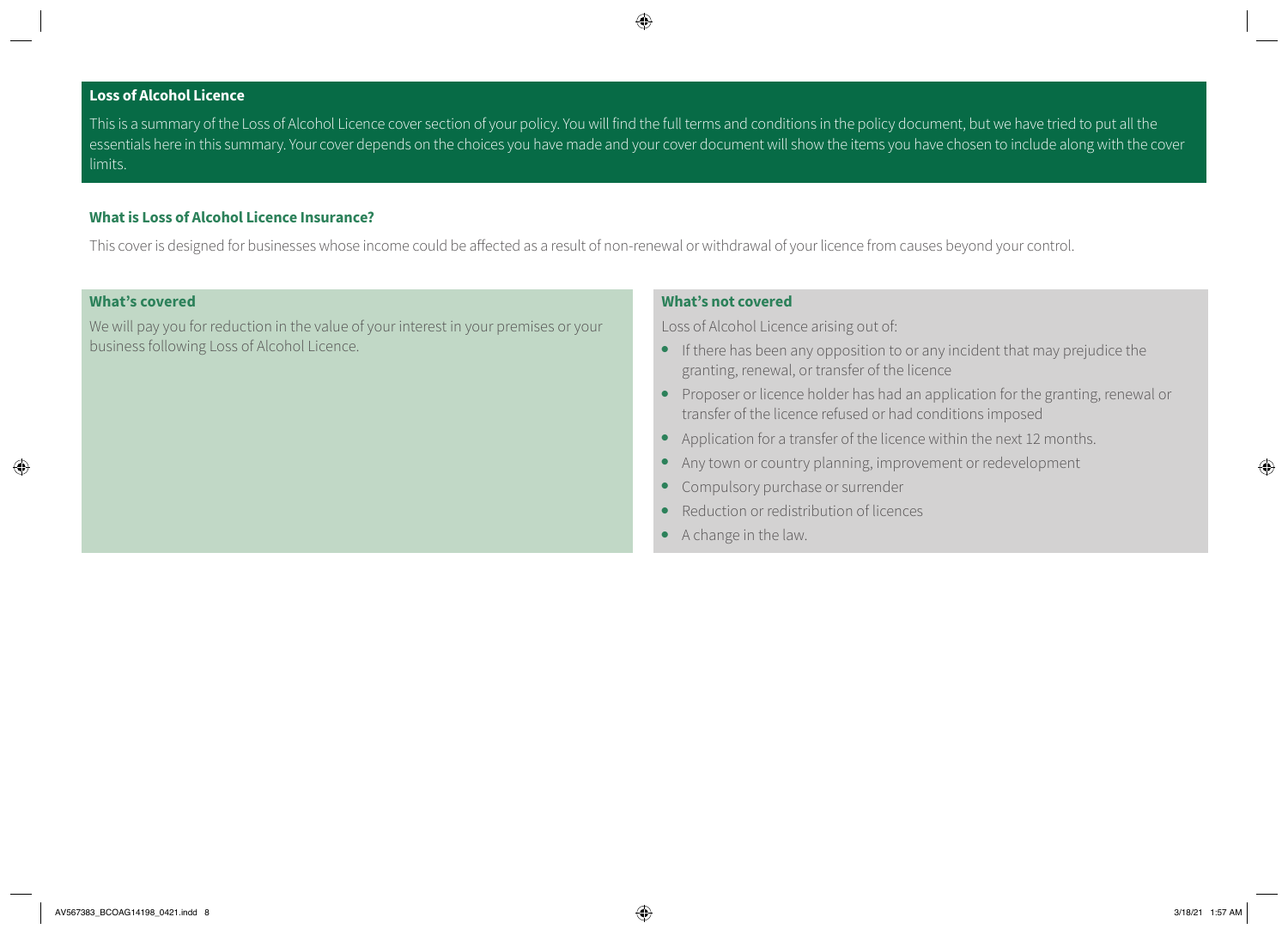## Loss of Alcohol Licence

This is a summary of the Loss of Alcohol Licence cover section of your policy. You will find the full terms and conditions in the policy document, but we have tried to put all the essentials here in this summary. Your cover depends on the choices you have made and your cover document will show the items you have chosen to include along with the cover limits.

### What is Loss of Alcohol Licence Insurance?

This cover is designed for businesses whose income could be affected as a result of non-renewal or withdrawal of your licence from causes beyond your control.

### What's covered

We will pay you for reduction in the value of your interest in your premises or your business following Loss of Alcohol Licence.

### What's not covered

Loss of Alcohol Licence arising out of:

- If there has been any opposition to or any incident that may prejudice the granting, renewal, or transfer of the licence
- Proposer or licence holder has had an application for the granting, renewal or transfer of the licence refused or had conditions imposed
- Application for a transfer of the licence within the next 12 months.
- Any town or country planning, improvement or redevelopment
- Compulsory purchase or surrender
- Reduction or redistribution of licences
- A change in the law.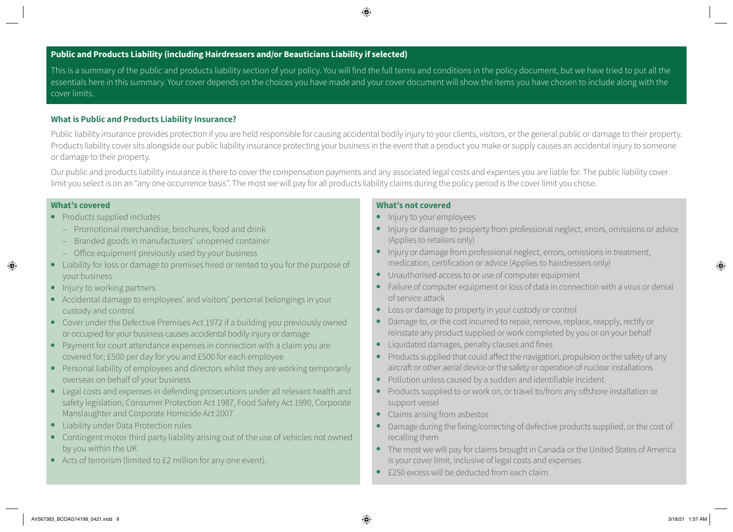## Public and Products Liability (including Hairdressers and/or Beauticians Liability if selected)

This is a summary of the public and products liability section of your policy. You will find the full terms and conditions in the policy document, but we have tried to put all the essentials here in this summary. Your cover depends on the choices you have made and your cover document will show the items you have chosen to include along with the cover limits.

### What is Public and Products Liability Insurance?

Public liability insurance provides protection if you are held responsible for causing accidental bodily injury to your clients, visitors, or the general public or damage to their property. Products liability cover sits alongside our public liability insurance protecting your business in the event that a product you make or supply causes an accidental injury to someone or damage to their property.

Our public and products liability insurance is there to cover the compensation payments and any associated legal costs and expenses you are liable for. The public liability cover limit you select is on an "any one occurrence basis". The most we will pay for all products liability claims during the policy period is the cover limit you chose.

### What's covered

- Products supplied includes
  - Promotional merchandise, brochures, food and drink
  - Branded goods in manufacturers' unopened container
  - Office equipment previously used by your business
- Liability for loss or damage to premises hired or rented to you for the purpose of your business
- Injury to working partners
- Accidental damage to employees' and visitors' personal belongings in your custody and control
- Cover under the Defective Premises Act 1972 if a building you previously owned or occupied for your business causes accidental bodily injury or damage
- Payment for court attendance expenses in connection with a claim you are covered for; £500 per day for you and £500 for each employee
- Personal liability of employees and directors whilst they are working temporarily overseas on behalf of your business
- Legal costs and expenses in defending prosecutions under all relevant health and safety legislation, Consumer Protection Act 1987, Food Safety Act 1990, Corporate Manslaughter and Corporate Homicide Act 2007
- Liability under Data Protection rules
- Contingent motor third party liability arising out of the use of vehicles not owned by you within the UK
- Acts of terrorism (limited to £2 million for any one event).

### What's not covered

- Injury to your employees
- Injury or damage to property from professional neglect, errors, omissions or advice (Applies to retailers only)
- Injury or damage from professional neglect, errors, omissions in treatment, medication, certification or advice (Applies to hairdressers only)
- Unauthorised access to or use of computer equipment
- Failure of computer equipment or loss of data in connection with a virus or denial of service attack
- Loss or damage to property in your custody or control
- Damage to, or the cost incurred to repair, remove, replace, reapply, rectify or reinstate any product supplied or work completed by you or on your behalf
- Liquidated damages, penalty clauses and fines
- Products supplied that could affect the navigation, propulsion or the safety of any aircraft or other aerial device or the safety or operation of nuclear installations
- Pollution unless caused by a sudden and identifiable incident
- Products supplied to or work on, or travel to/from any offshore installation or support vessel
- Claims arising from asbestos
- Damage during the fixing/correcting of defective products supplied, or the cost of recalling them
- The most we will pay for claims brought in Canada or the United States of America is your cover limit, inclusive of legal costs and expenses
- £250 excess will be deducted from each claim.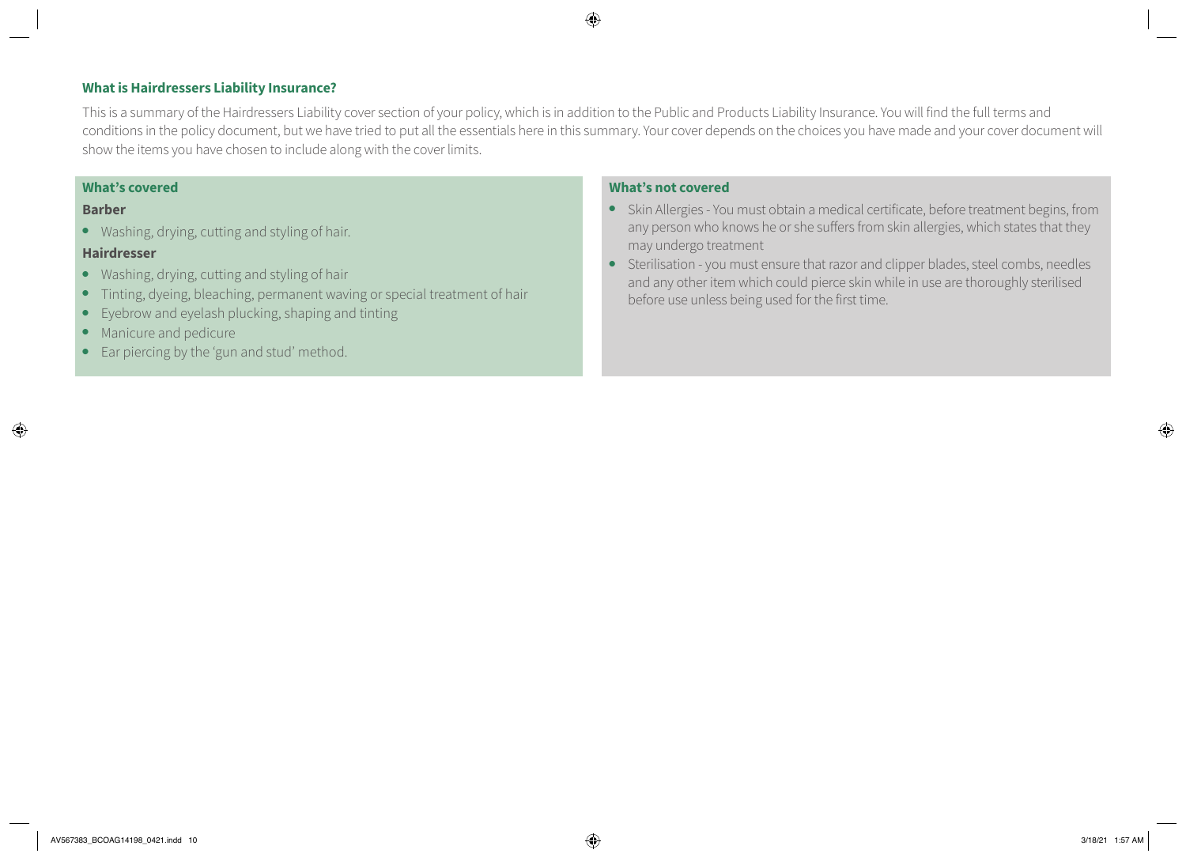## What is Hairdressers Liability Insurance?

This is a summary of the Hairdressers Liability cover section of your policy, which is in addition to the Public and Products Liability Insurance. You will find the full terms and conditions in the policy document, but we have tried to put all the essentials here in this summary. Your cover depends on the choices you have made and your cover document will show the items you have chosen to include along with the cover limits.

### What's covered

**Barber**

- Washing, drying, cutting and styling of hair.

**Hairdresser**

- Washing, drying, cutting and styling of hair
- Tinting, dyeing, bleaching, permanent waving or special treatment of hair
- Eyebrow and eyelash plucking, shaping and tinting
- Manicure and pedicure
- Ear piercing by the 'gun and stud' method.

### What's not covered

- Skin Allergies - You must obtain a medical certificate, before treatment begins, from any person who knows he or she suffers from skin allergies, which states that they may undergo treatment
- Sterilisation - you must ensure that razor and clipper blades, steel combs, needles and any other item which could pierce skin while in use are thoroughly sterilised before use unless being used for the first time.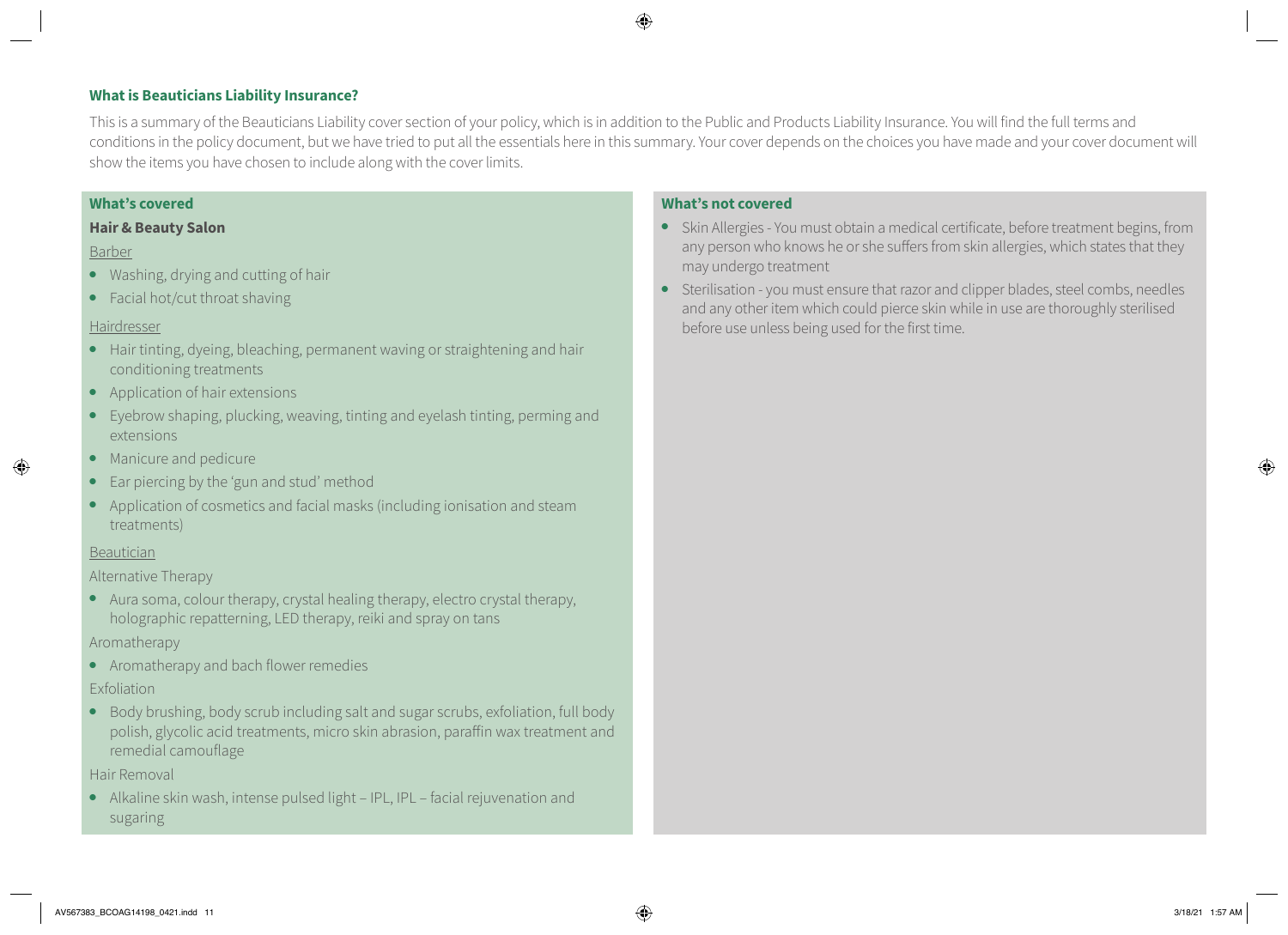## What is Beauticians Liability Insurance?

This is a summary of the Beauticians Liability cover section of your policy, which is in addition to the Public and Products Liability Insurance. You will find the full terms and conditions in the policy document, but we have tried to put all the essentials here in this summary. Your cover depends on the choices you have made and your cover document will show the items you have chosen to include along with the cover limits.

### What's covered

**Hair & Beauty Salon**

Barber

- Washing, drying and cutting of hair
- Facial hot/cut throat shaving

Hairdresser

- Hair tinting, dyeing, bleaching, permanent waving or straightening and hair conditioning treatments
- Application of hair extensions
- Eyebrow shaping, plucking, weaving, tinting and eyelash tinting, perming and extensions
- Manicure and pedicure
- Ear piercing by the 'gun and stud' method
- Application of cosmetics and facial masks (including ionisation and steam treatments)

Beautician

Alternative Therapy

- Aura soma, colour therapy, crystal healing therapy, electro crystal therapy, holographic repatterning, LED therapy, reiki and spray on tans

Aromatherapy

- Aromatherapy and bach flower remedies

Exfoliation

- Body brushing, body scrub including salt and sugar scrubs, exfoliation, full body polish, glycolic acid treatments, micro skin abrasion, paraffin wax treatment and remedial camouflage

Hair Removal

- Alkaline skin wash, intense pulsed light – IPL, IPL – facial rejuvenation and sugaring

### What's not covered

- Skin Allergies - You must obtain a medical certificate, before treatment begins, from any person who knows he or she suffers from skin allergies, which states that they may undergo treatment
- Sterilisation - you must ensure that razor and clipper blades, steel combs, needles and any other item which could pierce skin while in use are thoroughly sterilised before use unless being used for the first time.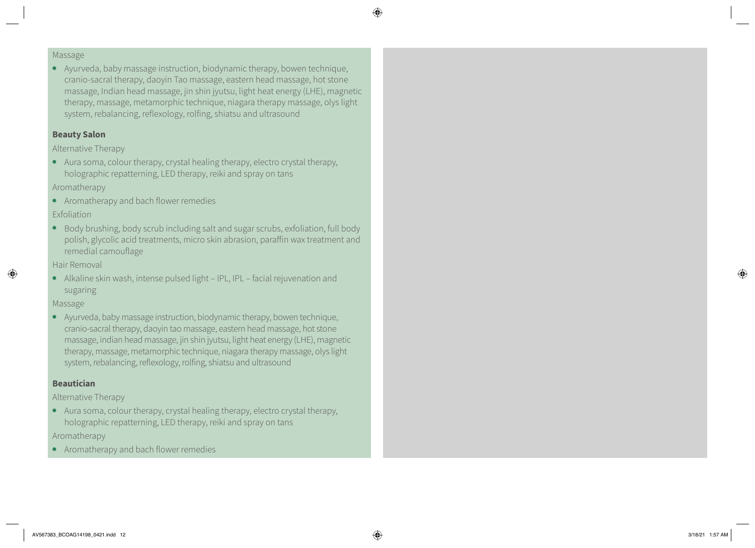Massage

- Ayurveda, baby massage instruction, biodynamic therapy, bowen technique, cranio-sacral therapy, daoyin Tao massage, eastern head massage, hot stone massage, Indian head massage, jin shin jyutsu, light heat energy (LHE), magnetic therapy, massage, metamorphic technique, niagara therapy massage, olys light system, rebalancing, reflexology, rolfing, shiatsu and ultrasound

**Beauty Salon**

Alternative Therapy

- Aura soma, colour therapy, crystal healing therapy, electro crystal therapy, holographic repatterning, LED therapy, reiki and spray on tans

Aromatherapy

- Aromatherapy and bach flower remedies

Exfoliation

- Body brushing, body scrub including salt and sugar scrubs, exfoliation, full body polish, glycolic acid treatments, micro skin abrasion, paraffin wax treatment and remedial camouflage

Hair Removal

- Alkaline skin wash, intense pulsed light – IPL, IPL – facial rejuvenation and sugaring

Massage

- Ayurveda, baby massage instruction, biodynamic therapy, bowen technique, cranio-sacral therapy, daoyin tao massage, eastern head massage, hot stone massage, indian head massage, jin shin jyutsu, light heat energy (LHE), magnetic therapy, massage, metamorphic technique, niagara therapy massage, olys light system, rebalancing, reflexology, rolfing, shiatsu and ultrasound

**Beautician**

Alternative Therapy

- Aura soma, colour therapy, crystal healing therapy, electro crystal therapy, holographic repatterning, LED therapy, reiki and spray on tans

Aromatherapy

- Aromatherapy and bach flower remedies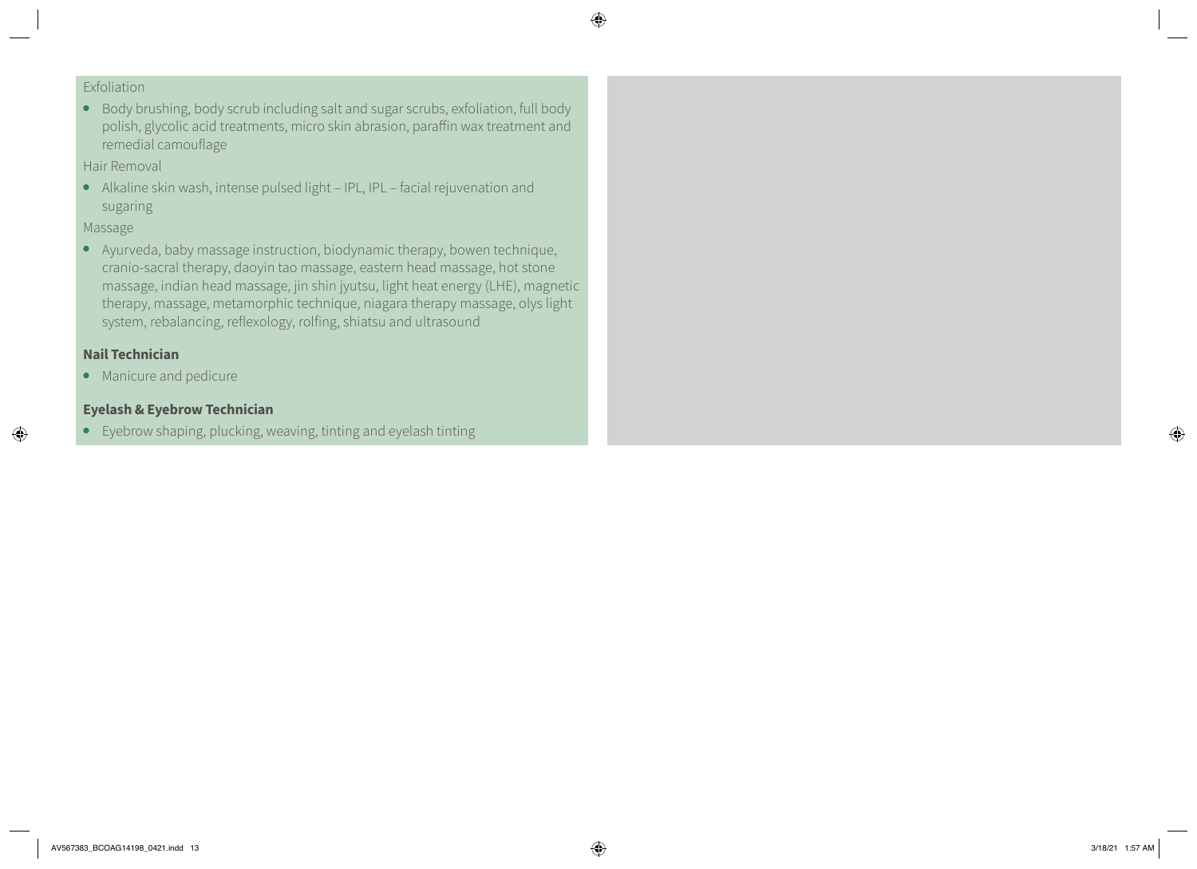Exfoliation

- Body brushing, body scrub including salt and sugar scrubs, exfoliation, full body polish, glycolic acid treatments, micro skin abrasion, paraffin wax treatment and remedial camouflage

Hair Removal

- Alkaline skin wash, intense pulsed light – IPL, IPL – facial rejuvenation and sugaring

Massage

- Ayurveda, baby massage instruction, biodynamic therapy, bowen technique, cranio-sacral therapy, daoyin tao massage, eastern head massage, hot stone massage, indian head massage, jin shin jyutsu, light heat energy (LHE), magnetic therapy, massage, metamorphic technique, niagara therapy massage, olys light system, rebalancing, reflexology, rolfing, shiatsu and ultrasound

**Nail Technician**

- Manicure and pedicure

**Eyelash & Eyebrow Technician**

- Eyebrow shaping, plucking, weaving, tinting and eyelash tinting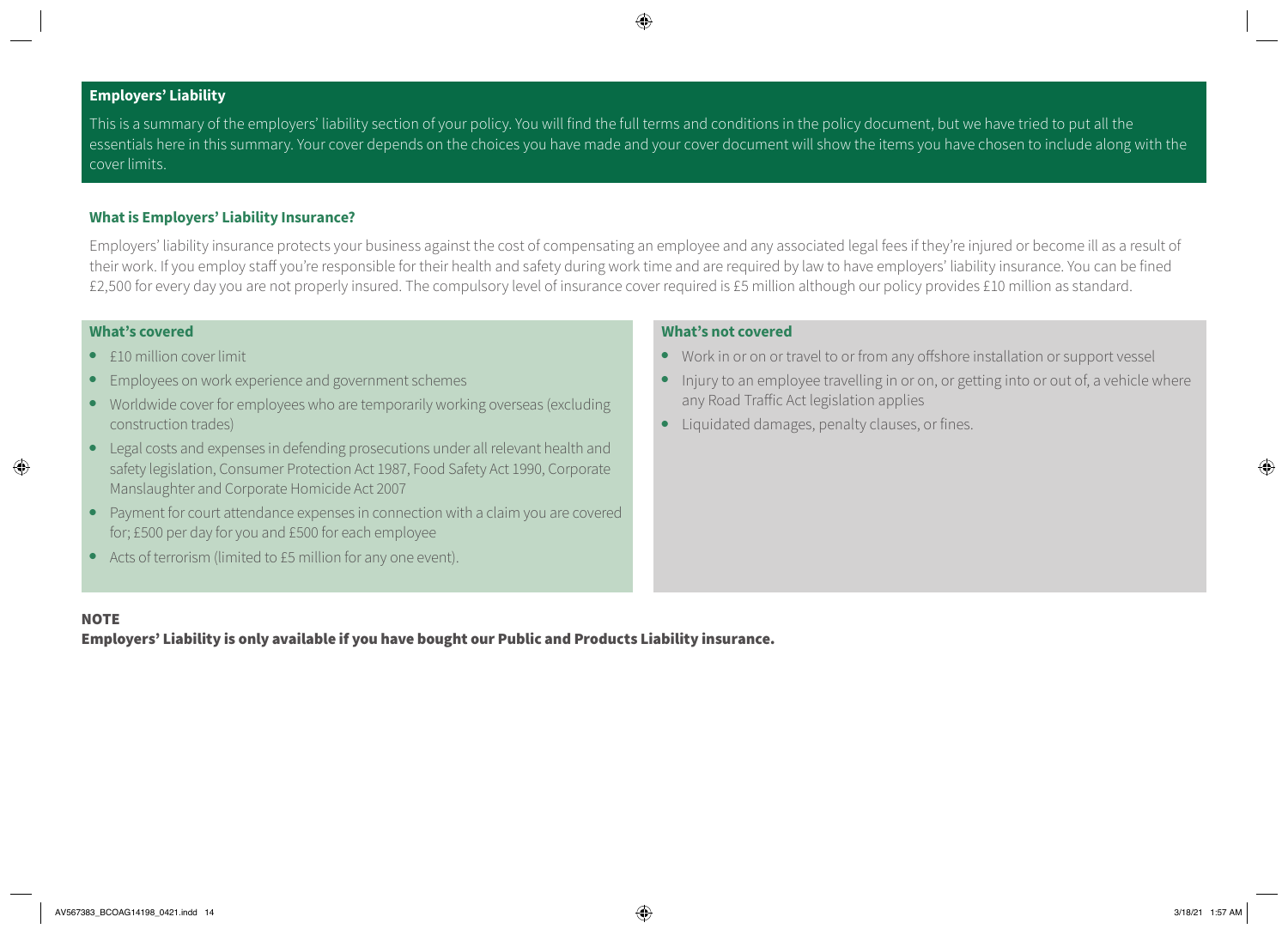## Employers' Liability

This is a summary of the employers' liability section of your policy. You will find the full terms and conditions in the policy document, but we have tried to put all the essentials here in this summary. Your cover depends on the choices you have made and your cover document will show the items you have chosen to include along with the cover limits.

### What is Employers' Liability Insurance?

Employers' liability insurance protects your business against the cost of compensating an employee and any associated legal fees if they're injured or become ill as a result of their work. If you employ staff you're responsible for their health and safety during work time and are required by law to have employers' liability insurance. You can be fined £2,500 for every day you are not properly insured. The compulsory level of insurance cover required is £5 million although our policy provides £10 million as standard.

### What's covered

- £10 million cover limit
- Employees on work experience and government schemes
- Worldwide cover for employees who are temporarily working overseas (excluding construction trades)
- Legal costs and expenses in defending prosecutions under all relevant health and safety legislation, Consumer Protection Act 1987, Food Safety Act 1990, Corporate Manslaughter and Corporate Homicide Act 2007
- Payment for court attendance expenses in connection with a claim you are covered for; £500 per day for you and £500 for each employee
- Acts of terrorism (limited to £5 million for any one event).

### What's not covered

- Work in or on or travel to or from any offshore installation or support vessel
- Injury to an employee travelling in or on, or getting into or out of, a vehicle where any Road Traffic Act legislation applies
- Liquidated damages, penalty clauses, or fines.

**NOTE**

**Employers' Liability is only available if you have bought our Public and Products Liability insurance.**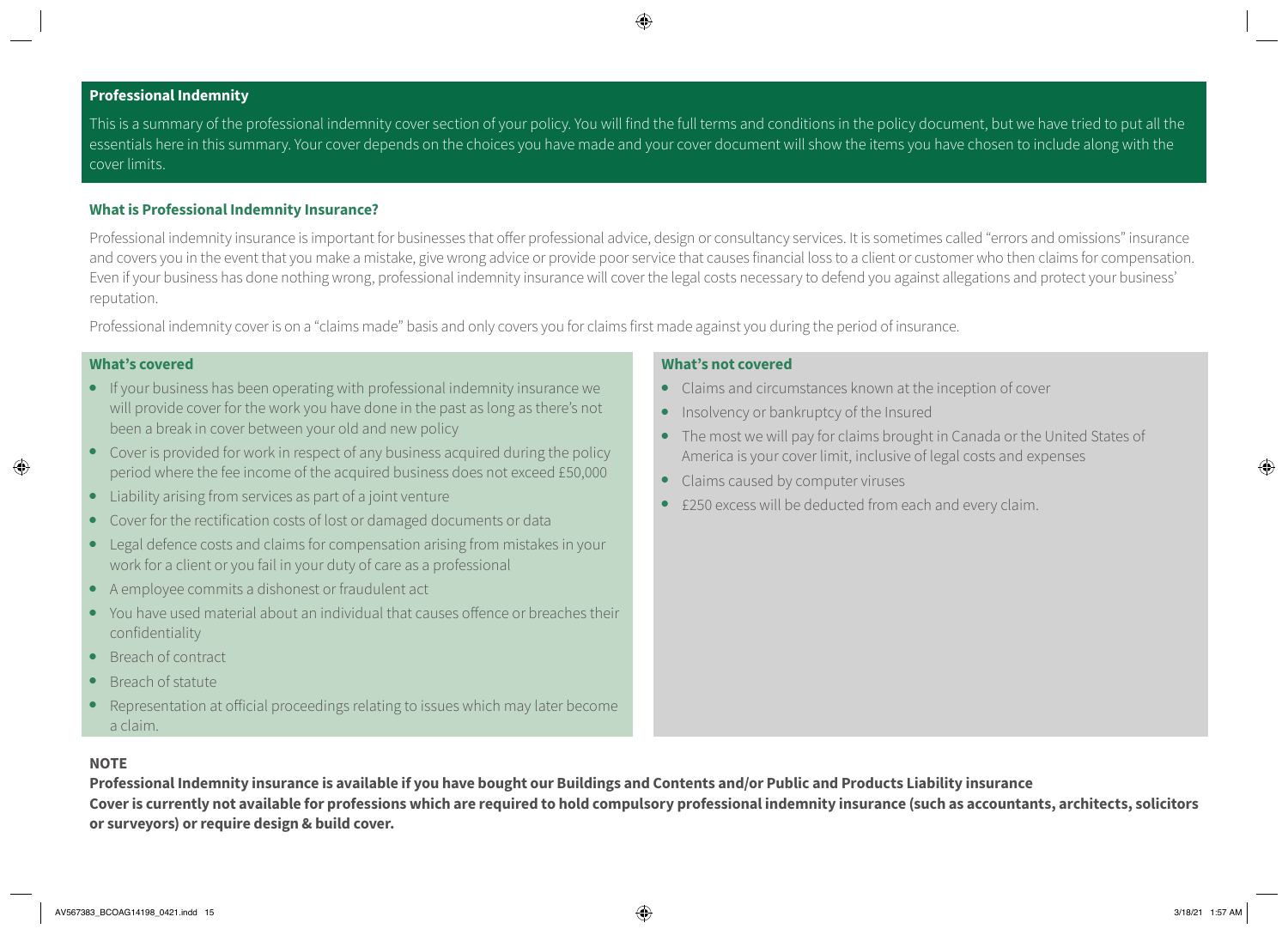## Professional Indemnity

This is a summary of the professional indemnity cover section of your policy. You will find the full terms and conditions in the policy document, but we have tried to put all the essentials here in this summary. Your cover depends on the choices you have made and your cover document will show the items you have chosen to include along with the cover limits.

### What is Professional Indemnity Insurance?

Professional indemnity insurance is important for businesses that offer professional advice, design or consultancy services. It is sometimes called "errors and omissions" insurance and covers you in the event that you make a mistake, give wrong advice or provide poor service that causes financial loss to a client or customer who then claims for compensation. Even if your business has done nothing wrong, professional indemnity insurance will cover the legal costs necessary to defend you against allegations and protect your business' reputation.

Professional indemnity cover is on a "claims made" basis and only covers you for claims first made against you during the period of insurance.

### What's covered

- If your business has been operating with professional indemnity insurance we will provide cover for the work you have done in the past as long as there's not been a break in cover between your old and new policy
- Cover is provided for work in respect of any business acquired during the policy period where the fee income of the acquired business does not exceed £50,000
- Liability arising from services as part of a joint venture
- Cover for the rectification costs of lost or damaged documents or data
- Legal defence costs and claims for compensation arising from mistakes in your work for a client or you fail in your duty of care as a professional
- A employee commits a dishonest or fraudulent act
- You have used material about an individual that causes offence or breaches their confidentiality
- Breach of contract
- Breach of statute
- Representation at official proceedings relating to issues which may later become a claim.

### What's not covered

- Claims and circumstances known at the inception of cover
- Insolvency or bankruptcy of the Insured
- The most we will pay for claims brought in Canada or the United States of America is your cover limit, inclusive of legal costs and expenses
- Claims caused by computer viruses
- £250 excess will be deducted from each and every claim.

**NOTE**

**Professional Indemnity insurance is available if you have bought our Buildings and Contents and/or Public and Products Liability insurance**

**Cover is currently not available for professions which are required to hold compulsory professional indemnity insurance (such as accountants, architects, solicitors or surveyors) or require design & build cover.**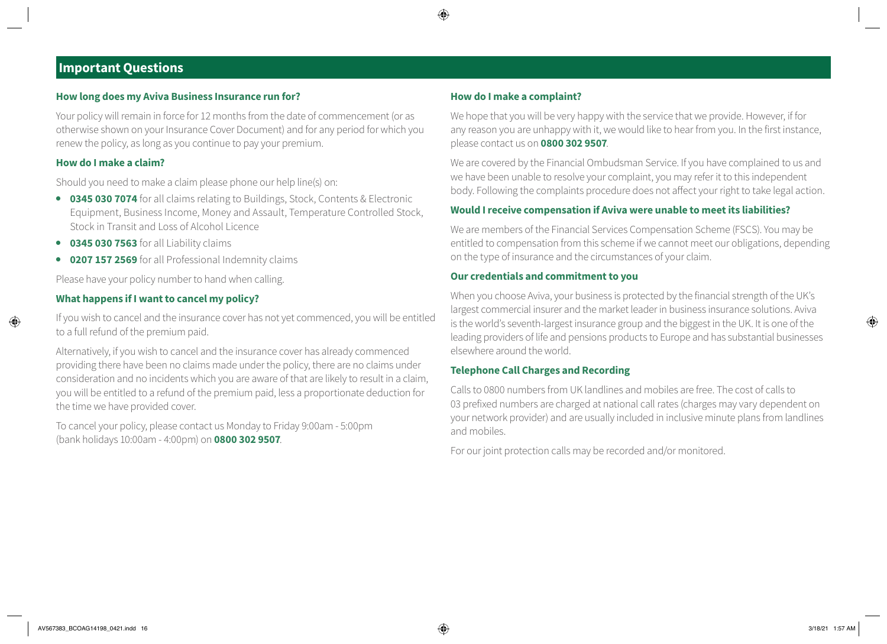## Important Questions

### How long does my Aviva Business Insurance run for?

Your policy will remain in force for 12 months from the date of commencement (or as otherwise shown on your Insurance Cover Document) and for any period for which you renew the policy, as long as you continue to pay your premium.

### How do I make a claim?

Should you need to make a claim please phone our help line(s) on:

- **0345 030 7074** for all claims relating to Buildings, Stock, Contents & Electronic Equipment, Business Income, Money and Assault, Temperature Controlled Stock, Stock in Transit and Loss of Alcohol Licence
- **0345 030 7563** for all Liability claims
- **0207 157 2569** for all Professional Indemnity claims

Please have your policy number to hand when calling.

### What happens if I want to cancel my policy?

If you wish to cancel and the insurance cover has not yet commenced, you will be entitled to a full refund of the premium paid.

Alternatively, if you wish to cancel and the insurance cover has already commenced providing there have been no claims made under the policy, there are no claims under consideration and no incidents which you are aware of that are likely to result in a claim, you will be entitled to a refund of the premium paid, less a proportionate deduction for the time we have provided cover.

To cancel your policy, please contact us Monday to Friday 9:00am - 5:00pm (bank holidays 10:00am - 4:00pm) on **0800 302 9507**.

### How do I make a complaint?

We hope that you will be very happy with the service that we provide. However, if for any reason you are unhappy with it, we would like to hear from you. In the first instance, please contact us on **0800 302 9507**.

We are covered by the Financial Ombudsman Service. If you have complained to us and we have been unable to resolve your complaint, you may refer it to this independent body. Following the complaints procedure does not affect your right to take legal action.

### Would I receive compensation if Aviva were unable to meet its liabilities?

We are members of the Financial Services Compensation Scheme (FSCS). You may be entitled to compensation from this scheme if we cannot meet our obligations, depending on the type of insurance and the circumstances of your claim.

### Our credentials and commitment to you

When you choose Aviva, your business is protected by the financial strength of the UK's largest commercial insurer and the market leader in business insurance solutions. Aviva is the world's seventh-largest insurance group and the biggest in the UK. It is one of the leading providers of life and pensions products to Europe and has substantial businesses elsewhere around the world.

### Telephone Call Charges and Recording

Calls to 0800 numbers from UK landlines and mobiles are free. The cost of calls to 03 prefixed numbers are charged at national call rates (charges may vary dependent on your network provider) and are usually included in inclusive minute plans from landlines and mobiles.

For our joint protection calls may be recorded and/or monitored.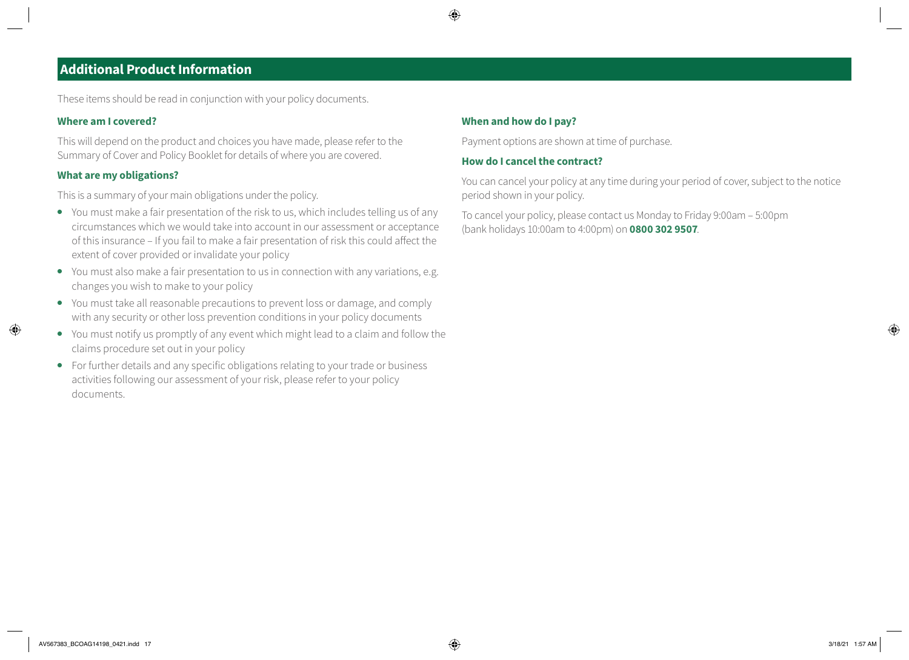## Additional Product Information

These items should be read in conjunction with your policy documents.

### Where am I covered?

This will depend on the product and choices you have made, please refer to the Summary of Cover and Policy Booklet for details of where you are covered.

### What are my obligations?

This is a summary of your main obligations under the policy.

- You must make a fair presentation of the risk to us, which includes telling us of any circumstances which we would take into account in our assessment or acceptance of this insurance – If you fail to make a fair presentation of risk this could affect the extent of cover provided or invalidate your policy
- You must also make a fair presentation to us in connection with any variations, e.g. changes you wish to make to your policy
- You must take all reasonable precautions to prevent loss or damage, and comply with any security or other loss prevention conditions in your policy documents
- You must notify us promptly of any event which might lead to a claim and follow the claims procedure set out in your policy
- For further details and any specific obligations relating to your trade or business activities following our assessment of your risk, please refer to your policy documents.

### When and how do I pay?

Payment options are shown at time of purchase.

### How do I cancel the contract?

You can cancel your policy at any time during your period of cover, subject to the notice period shown in your policy.

To cancel your policy, please contact us Monday to Friday 9:00am – 5:00pm (bank holidays 10:00am to 4:00pm) on **0800 302 9507**.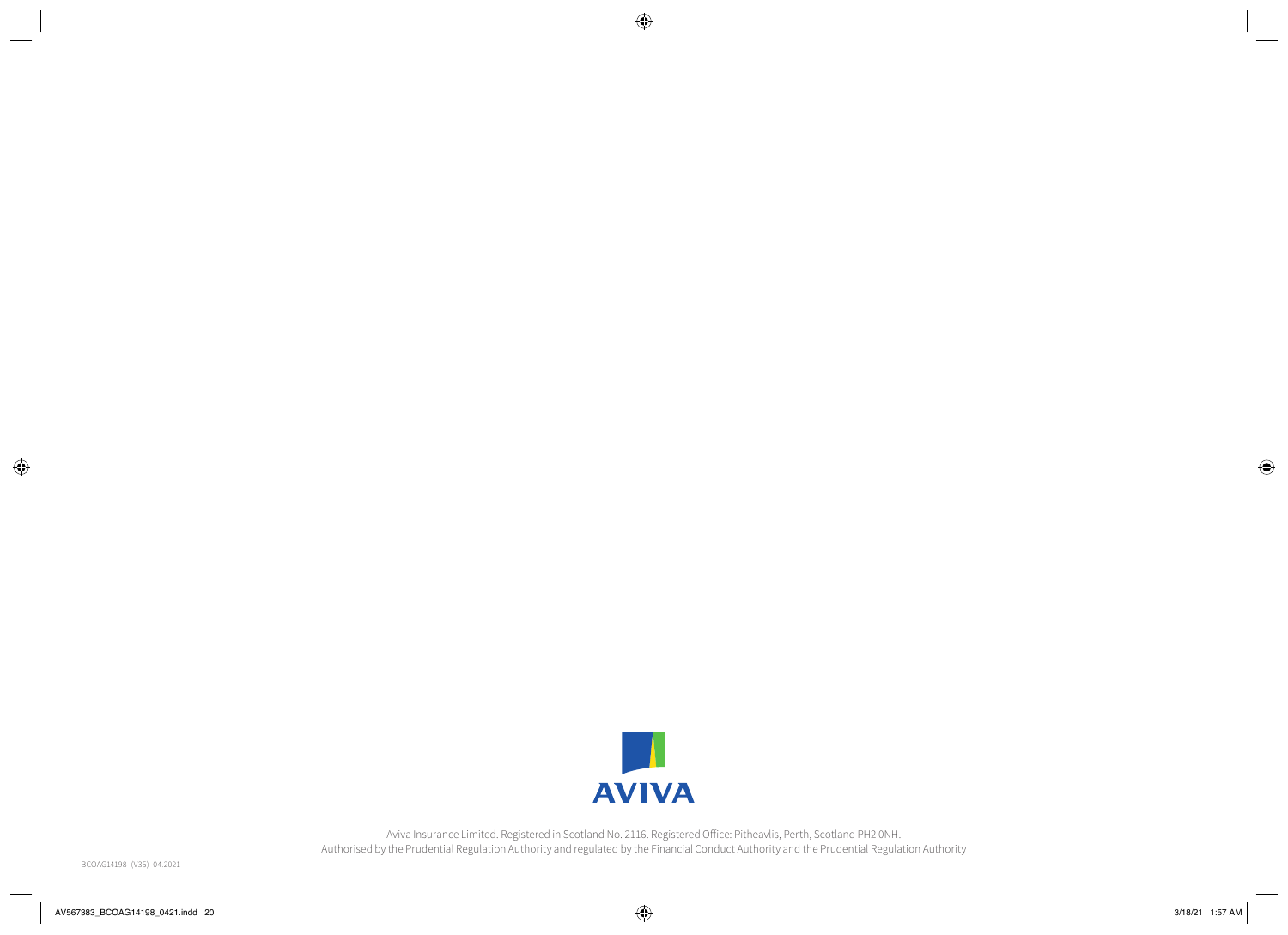AVIVA

Aviva Insurance Limited. Registered in Scotland No. 2116. Registered Office: Pitheavlis, Perth, Scotland PH2 0NH.
Authorised by the Prudential Regulation Authority and regulated by the Financial Conduct Authority and the Prudential Regulation Authority

BCOAG14198 (V35) 04.2021